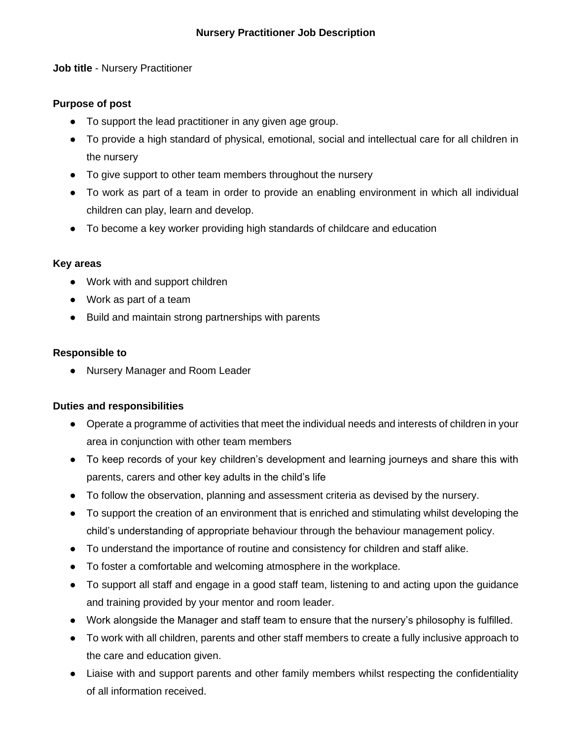# Nursery Practitioner Job Description

**Job title** - Nursery Practitioner

**Purpose of post**

- To support the lead practitioner in any given age group.
- To provide a high standard of physical, emotional, social and intellectual care for all children in the nursery
- To give support to other team members throughout the nursery
- To work as part of a team in order to provide an enabling environment in which all individual children can play, learn and develop.
- To become a key worker providing high standards of childcare and education

**Key areas**

- Work with and support children
- Work as part of a team
- Build and maintain strong partnerships with parents

**Responsible to**

- Nursery Manager and Room Leader

**Duties and responsibilities**

- Operate a programme of activities that meet the individual needs and interests of children in your area in conjunction with other team members
- To keep records of your key children's development and learning journeys and share this with parents, carers and other key adults in the child's life
- To follow the observation, planning and assessment criteria as devised by the nursery.
- To support the creation of an environment that is enriched and stimulating whilst developing the child's understanding of appropriate behaviour through the behaviour management policy.
- To understand the importance of routine and consistency for children and staff alike.
- To foster a comfortable and welcoming atmosphere in the workplace.
- To support all staff and engage in a good staff team, listening to and acting upon the guidance and training provided by your mentor and room leader.
- Work alongside the Manager and staff team to ensure that the nursery's philosophy is fulfilled.
- To work with all children, parents and other staff members to create a fully inclusive approach to the care and education given.
- Liaise with and support parents and other family members whilst respecting the confidentiality of all information received.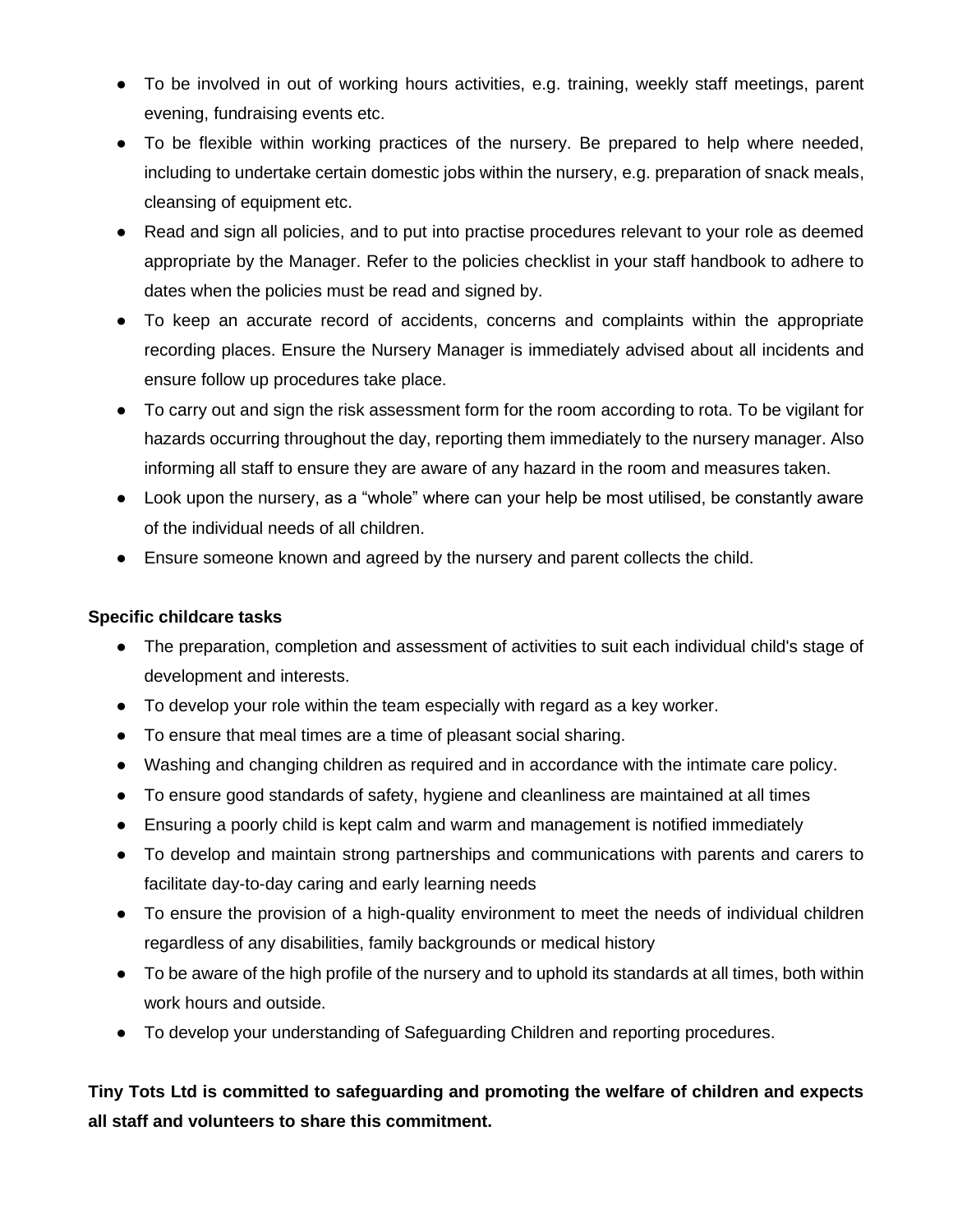- To be involved in out of working hours activities, e.g. training, weekly staff meetings, parent evening, fundraising events etc.
- To be flexible within working practices of the nursery. Be prepared to help where needed, including to undertake certain domestic jobs within the nursery, e.g. preparation of snack meals, cleansing of equipment etc.
- Read and sign all policies, and to put into practise procedures relevant to your role as deemed appropriate by the Manager. Refer to the policies checklist in your staff handbook to adhere to dates when the policies must be read and signed by.
- To keep an accurate record of accidents, concerns and complaints within the appropriate recording places. Ensure the Nursery Manager is immediately advised about all incidents and ensure follow up procedures take place.
- To carry out and sign the risk assessment form for the room according to rota. To be vigilant for hazards occurring throughout the day, reporting them immediately to the nursery manager. Also informing all staff to ensure they are aware of any hazard in the room and measures taken.
- Look upon the nursery, as a "whole" where can your help be most utilised, be constantly aware of the individual needs of all children.
- Ensure someone known and agreed by the nursery and parent collects the child.

**Specific childcare tasks**

- The preparation, completion and assessment of activities to suit each individual child's stage of development and interests.
- To develop your role within the team especially with regard as a key worker.
- To ensure that meal times are a time of pleasant social sharing.
- Washing and changing children as required and in accordance with the intimate care policy.
- To ensure good standards of safety, hygiene and cleanliness are maintained at all times
- Ensuring a poorly child is kept calm and warm and management is notified immediately
- To develop and maintain strong partnerships and communications with parents and carers to facilitate day-to-day caring and early learning needs
- To ensure the provision of a high-quality environment to meet the needs of individual children regardless of any disabilities, family backgrounds or medical history
- To be aware of the high profile of the nursery and to uphold its standards at all times, both within work hours and outside.
- To develop your understanding of Safeguarding Children and reporting procedures.

**Tiny Tots Ltd is committed to safeguarding and promoting the welfare of children and expects all staff and volunteers to share this commitment.**